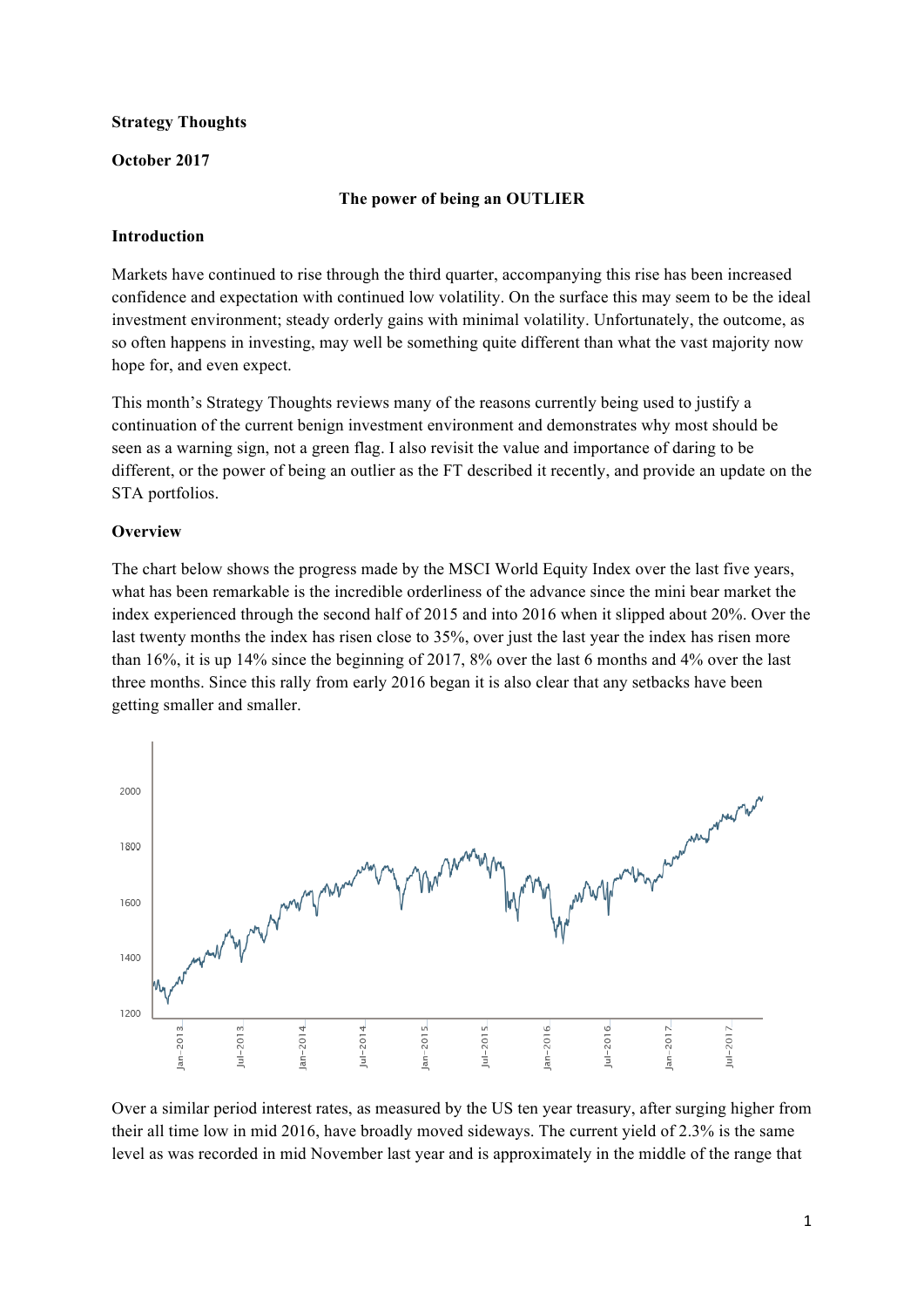**Strategy Thoughts**

**October 2017**

**The power of being an OUTLIER**

**Introduction**

Markets have continued to rise through the third quarter, accompanying this rise has been increased confidence and expectation with continued low volatility. On the surface this may seem to be the ideal investment environment; steady orderly gains with minimal volatility. Unfortunately, the outcome, as so often happens in investing, may well be something quite different than what the vast majority now hope for, and even expect.

This month's Strategy Thoughts reviews many of the reasons currently being used to justify a continuation of the current benign investment environment and demonstrates why most should be seen as a warning sign, not a green flag. I also revisit the value and importance of daring to be different, or the power of being an outlier as the FT described it recently, and provide an update on the STA portfolios.

**Overview**

The chart below shows the progress made by the MSCI World Equity Index over the last five years, what has been remarkable is the incredible orderliness of the advance since the mini bear market the index experienced through the second half of 2015 and into 2016 when it slipped about 20%. Over the last twenty months the index has risen close to 35%, over just the last year the index has risen more than 16%, it is up 14% since the beginning of 2017, 8% over the last 6 months and 4% over the last three months. Since this rally from early 2016 began it is also clear that any setbacks have been getting smaller and smaller.

Over a similar period interest rates, as measured by the US ten year treasury, after surging higher from their all time low in mid 2016, have broadly moved sideways. The current yield of 2.3% is the same level as was recorded in mid November last year and is approximately in the middle of the range that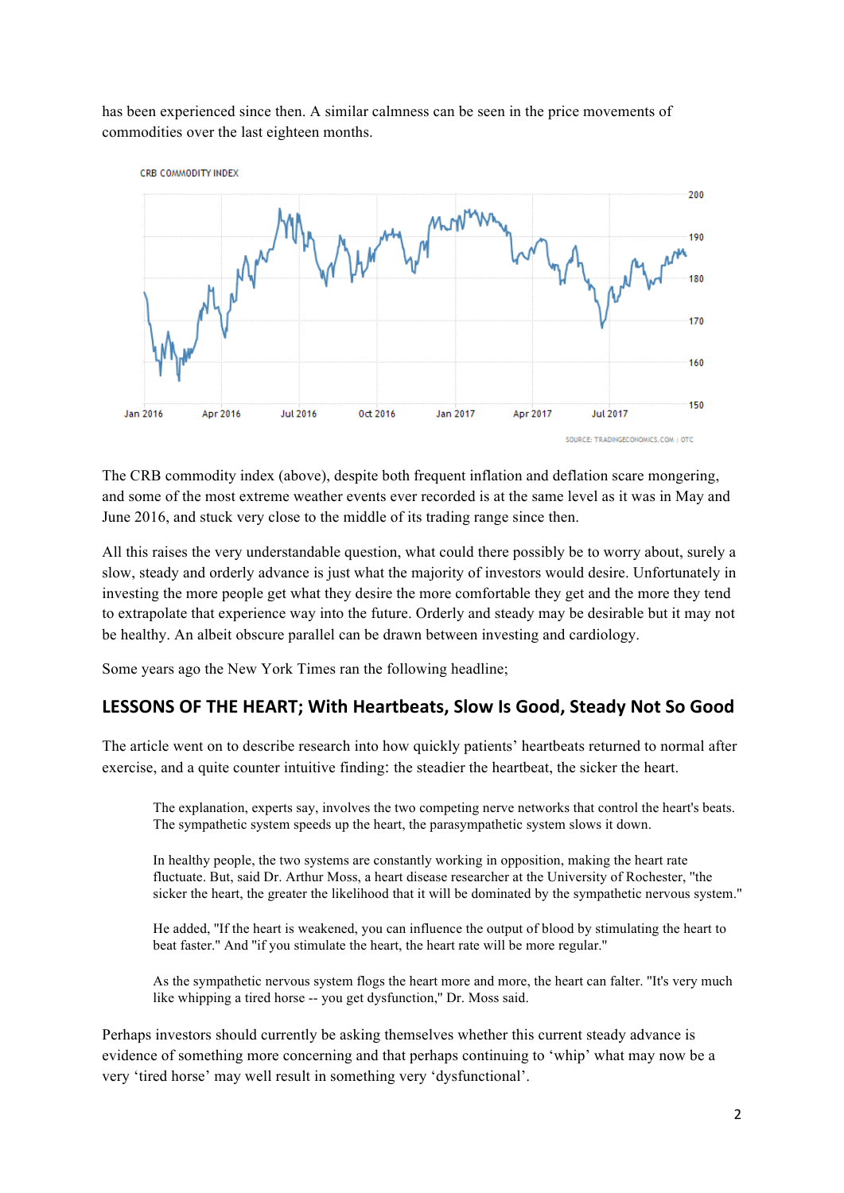has been experienced since then. A similar calmness can be seen in the price movements of commodities over the last eighteen months.

The CRB commodity index (above), despite both frequent inflation and deflation scare mongering, and some of the most extreme weather events ever recorded is at the same level as it was in May and June 2016, and stuck very close to the middle of its trading range since then.

All this raises the very understandable question, what could there possibly be to worry about, surely a slow, steady and orderly advance is just what the majority of investors would desire. Unfortunately in investing the more people get what they desire the more comfortable they get and the more they tend to extrapolate that experience way into the future. Orderly and steady may be desirable but it may not be healthy. An albeit obscure parallel can be drawn between investing and cardiology.

Some years ago the New York Times ran the following headline;

## LESSONS OF THE HEART; With Heartbeats, Slow Is Good, Steady Not So Good

The article went on to describe research into how quickly patients' heartbeats returned to normal after exercise, and a quite counter intuitive finding: the steadier the heartbeat, the sicker the heart.

> The explanation, experts say, involves the two competing nerve networks that control the heart's beats. The sympathetic system speeds up the heart, the parasympathetic system slows it down.
>
> In healthy people, the two systems are constantly working in opposition, making the heart rate fluctuate. But, said Dr. Arthur Moss, a heart disease researcher at the University of Rochester, "the sicker the heart, the greater the likelihood that it will be dominated by the sympathetic nervous system."
>
> He added, "If the heart is weakened, you can influence the output of blood by stimulating the heart to beat faster." And "if you stimulate the heart, the heart rate will be more regular."
>
> As the sympathetic nervous system flogs the heart more and more, the heart can falter. "It's very much like whipping a tired horse -- you get dysfunction," Dr. Moss said.

Perhaps investors should currently be asking themselves whether this current steady advance is evidence of something more concerning and that perhaps continuing to 'whip' what may now be a very 'tired horse' may well result in something very 'dysfunctional'.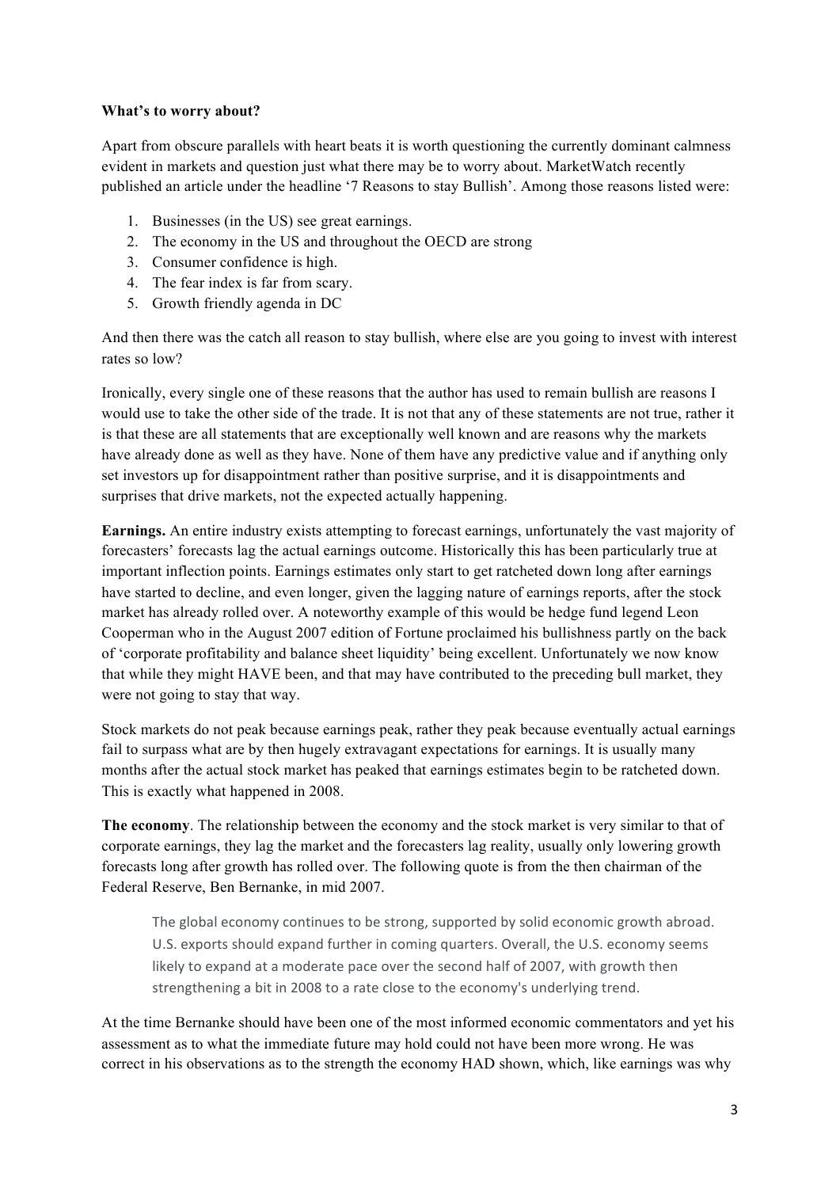**What's to worry about?**

Apart from obscure parallels with heart beats it is worth questioning the currently dominant calmness evident in markets and question just what there may be to worry about. MarketWatch recently published an article under the headline '7 Reasons to stay Bullish'. Among those reasons listed were:

1. Businesses (in the US) see great earnings.
2. The economy in the US and throughout the OECD are strong
3. Consumer confidence is high.
4. The fear index is far from scary.
5. Growth friendly agenda in DC

And then there was the catch all reason to stay bullish, where else are you going to invest with interest rates so low?

Ironically, every single one of these reasons that the author has used to remain bullish are reasons I would use to take the other side of the trade. It is not that any of these statements are not true, rather it is that these are all statements that are exceptionally well known and are reasons why the markets have already done as well as they have. None of them have any predictive value and if anything only set investors up for disappointment rather than positive surprise, and it is disappointments and surprises that drive markets, not the expected actually happening.

**Earnings.** An entire industry exists attempting to forecast earnings, unfortunately the vast majority of forecasters' forecasts lag the actual earnings outcome. Historically this has been particularly true at important inflection points. Earnings estimates only start to get ratcheted down long after earnings have started to decline, and even longer, given the lagging nature of earnings reports, after the stock market has already rolled over. A noteworthy example of this would be hedge fund legend Leon Cooperman who in the August 2007 edition of Fortune proclaimed his bullishness partly on the back of 'corporate profitability and balance sheet liquidity' being excellent. Unfortunately we now know that while they might HAVE been, and that may have contributed to the preceding bull market, they were not going to stay that way.

Stock markets do not peak because earnings peak, rather they peak because eventually actual earnings fail to surpass what are by then hugely extravagant expectations for earnings. It is usually many months after the actual stock market has peaked that earnings estimates begin to be ratcheted down. This is exactly what happened in 2008.

**The economy**. The relationship between the economy and the stock market is very similar to that of corporate earnings, they lag the market and the forecasters lag reality, usually only lowering growth forecasts long after growth has rolled over. The following quote is from the then chairman of the Federal Reserve, Ben Bernanke, in mid 2007.

> The global economy continues to be strong, supported by solid economic growth abroad. U.S. exports should expand further in coming quarters. Overall, the U.S. economy seems likely to expand at a moderate pace over the second half of 2007, with growth then strengthening a bit in 2008 to a rate close to the economy's underlying trend.

At the time Bernanke should have been one of the most informed economic commentators and yet his assessment as to what the immediate future may hold could not have been more wrong. He was correct in his observations as to the strength the economy HAD shown, which, like earnings was why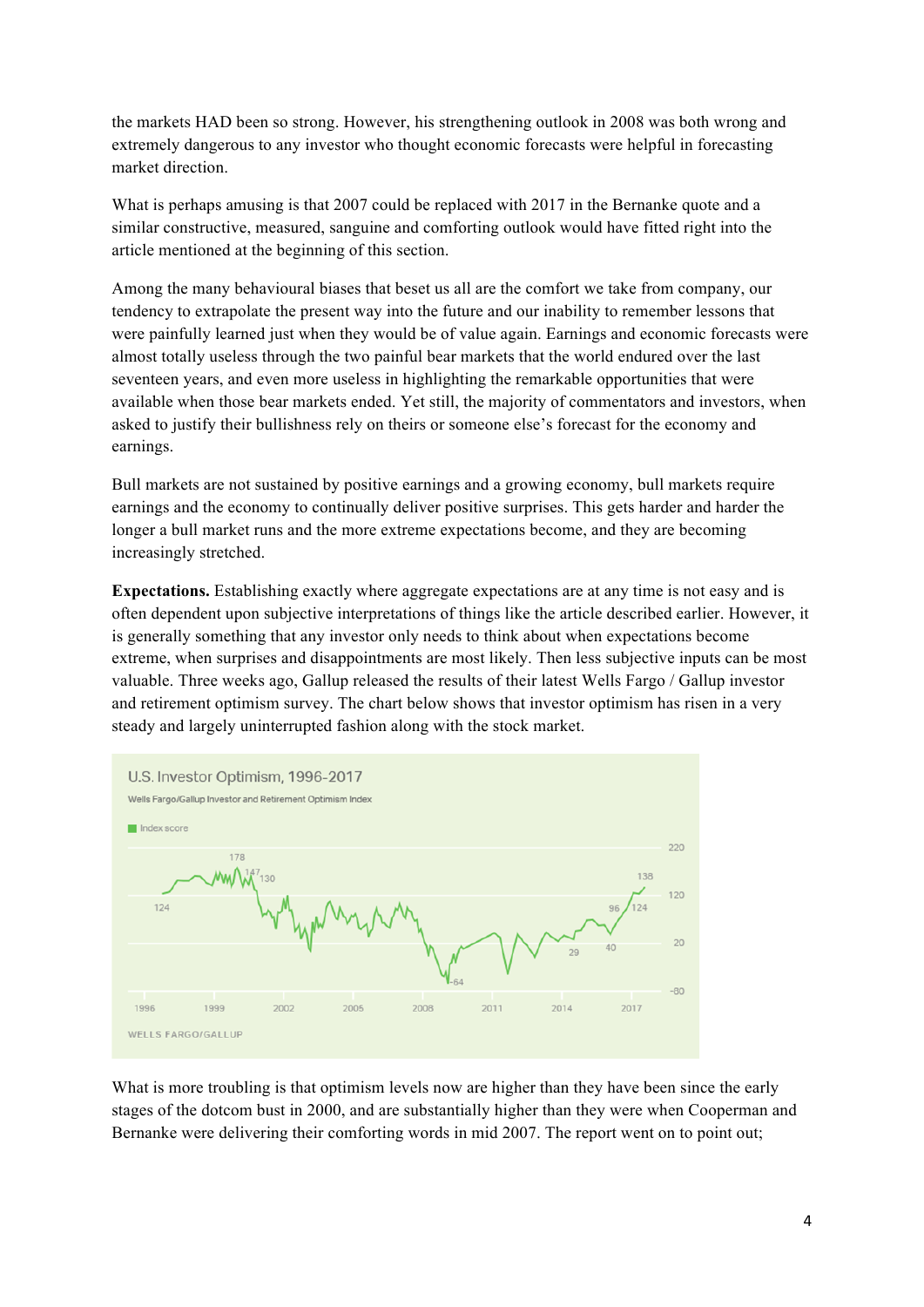the markets HAD been so strong. However, his strengthening outlook in 2008 was both wrong and extremely dangerous to any investor who thought economic forecasts were helpful in forecasting market direction.

What is perhaps amusing is that 2007 could be replaced with 2017 in the Bernanke quote and a similar constructive, measured, sanguine and comforting outlook would have fitted right into the article mentioned at the beginning of this section.

Among the many behavioural biases that beset us all are the comfort we take from company, our tendency to extrapolate the present way into the future and our inability to remember lessons that were painfully learned just when they would be of value again. Earnings and economic forecasts were almost totally useless through the two painful bear markets that the world endured over the last seventeen years, and even more useless in highlighting the remarkable opportunities that were available when those bear markets ended. Yet still, the majority of commentators and investors, when asked to justify their bullishness rely on theirs or someone else's forecast for the economy and earnings.

Bull markets are not sustained by positive earnings and a growing economy, bull markets require earnings and the economy to continually deliver positive surprises. This gets harder and harder the longer a bull market runs and the more extreme expectations become, and they are becoming increasingly stretched.

**Expectations.** Establishing exactly where aggregate expectations are at any time is not easy and is often dependent upon subjective interpretations of things like the article described earlier. However, it is generally something that any investor only needs to think about when expectations become extreme, when surprises and disappointments are most likely. Then less subjective inputs can be most valuable. Three weeks ago, Gallup released the results of their latest Wells Fargo / Gallup investor and retirement optimism survey. The chart below shows that investor optimism has risen in a very steady and largely uninterrupted fashion along with the stock market.

What is more troubling is that optimism levels now are higher than they have been since the early stages of the dotcom bust in 2000, and are substantially higher than they were when Cooperman and Bernanke were delivering their comforting words in mid 2007. The report went on to point out;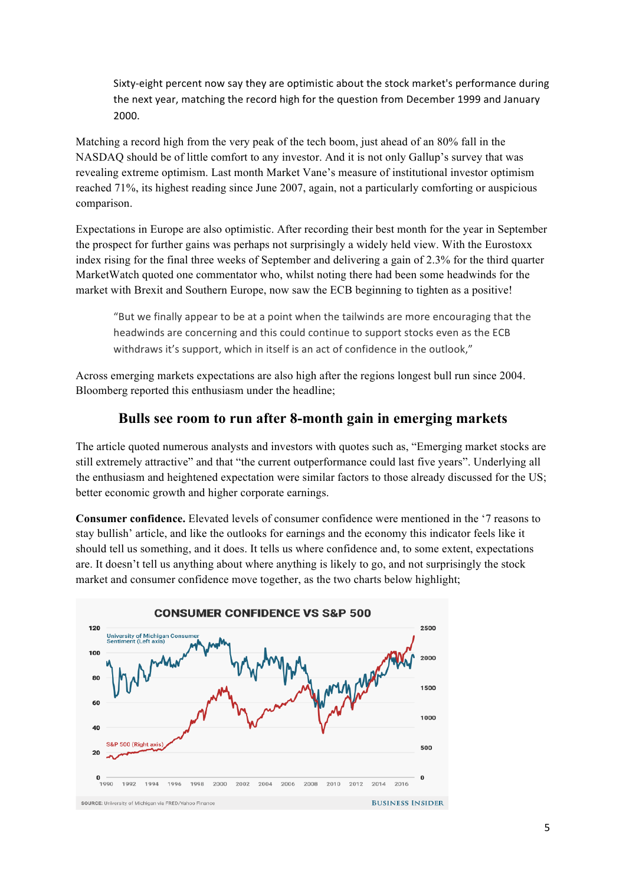> Sixty-eight percent now say they are optimistic about the stock market's performance during the next year, matching the record high for the question from December 1999 and January 2000.

Matching a record high from the very peak of the tech boom, just ahead of an 80% fall in the NASDAQ should be of little comfort to any investor. And it is not only Gallup's survey that was revealing extreme optimism. Last month Market Vane's measure of institutional investor optimism reached 71%, its highest reading since June 2007, again, not a particularly comforting or auspicious comparison.

Expectations in Europe are also optimistic. After recording their best month for the year in September the prospect for further gains was perhaps not surprisingly a widely held view. With the Eurostoxx index rising for the final three weeks of September and delivering a gain of 2.3% for the third quarter MarketWatch quoted one commentator who, whilst noting there had been some headwinds for the market with Brexit and Southern Europe, now saw the ECB beginning to tighten as a positive!

> "But we finally appear to be at a point when the tailwinds are more encouraging that the headwinds are concerning and this could continue to support stocks even as the ECB withdraws it's support, which in itself is an act of confidence in the outlook,"

Across emerging markets expectations are also high after the regions longest bull run since 2004. Bloomberg reported this enthusiasm under the headline;

### Bulls see room to run after 8-month gain in emerging markets

The article quoted numerous analysts and investors with quotes such as, "Emerging market stocks are still extremely attractive" and that "the current outperformance could last five years". Underlying all the enthusiasm and heightened expectation were similar factors to those already discussed for the US; better economic growth and higher corporate earnings.

**Consumer confidence.** Elevated levels of consumer confidence were mentioned in the '7 reasons to stay bullish' article, and like the outlooks for earnings and the economy this indicator feels like it should tell us something, and it does. It tells us where confidence and, to some extent, expectations are. It doesn't tell us anything about where anything is likely to go, and not surprisingly the stock market and consumer confidence move together, as the two charts below highlight;

**CONSUMER CONFIDENCE VS S&P 500**

SOURCE: University of Michigan via FRED/Yahoo Finance — BUSINESS INSIDER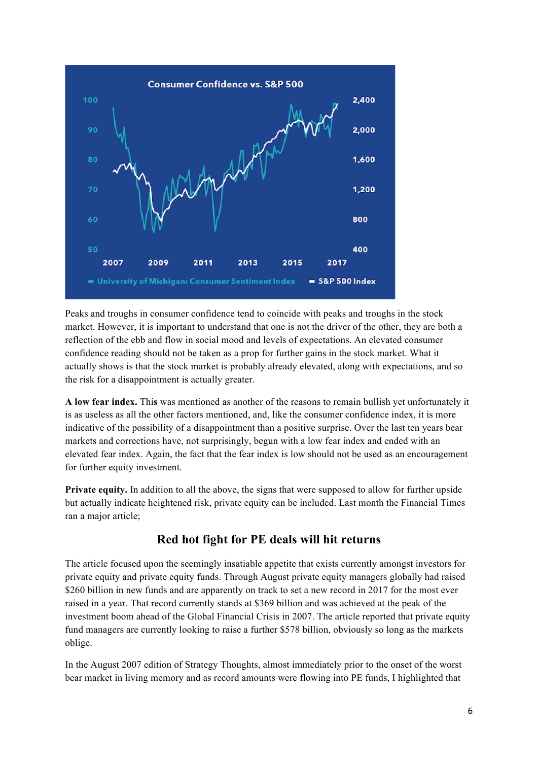Peaks and troughs in consumer confidence tend to coincide with peaks and troughs in the stock market. However, it is important to understand that one is not the driver of the other, they are both a reflection of the ebb and flow in social mood and levels of expectations. An elevated consumer confidence reading should not be taken as a prop for further gains in the stock market. What it actually shows is that the stock market is probably already elevated, along with expectations, and so the risk for a disappointment is actually greater.

**A low fear index.** This was mentioned as another of the reasons to remain bullish yet unfortunately it is as useless as all the other factors mentioned, and, like the consumer confidence index, it is more indicative of the possibility of a disappointment than a positive surprise. Over the last ten years bear markets and corrections have, not surprisingly, begun with a low fear index and ended with an elevated fear index. Again, the fact that the fear index is low should not be used as an encouragement for further equity investment.

**Private equity.** In addition to all the above, the signs that were supposed to allow for further upside but actually indicate heightened risk, private equity can be included. Last month the Financial Times ran a major article;

## Red hot fight for PE deals will hit returns

The article focused upon the seemingly insatiable appetite that exists currently amongst investors for private equity and private equity funds. Through August private equity managers globally had raised $260 billion in new funds and are apparently on track to set a new record in 2017 for the most ever raised in a year. That record currently stands at $369 billion and was achieved at the peak of the investment boom ahead of the Global Financial Crisis in 2007. The article reported that private equity fund managers are currently looking to raise a further $578 billion, obviously so long as the markets oblige.

In the August 2007 edition of Strategy Thoughts, almost immediately prior to the onset of the worst bear market in living memory and as record amounts were flowing into PE funds, I highlighted that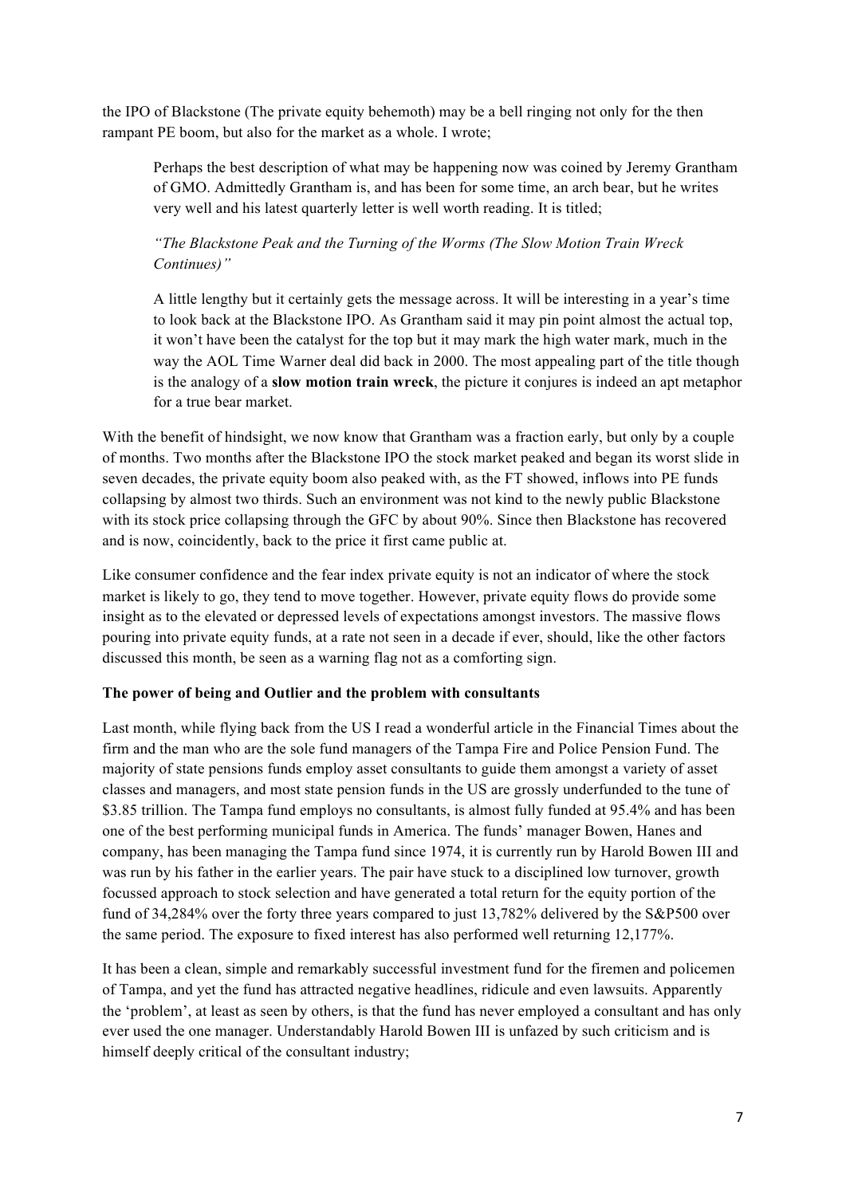the IPO of Blackstone (The private equity behemoth) may be a bell ringing not only for the then rampant PE boom, but also for the market as a whole. I wrote;

> Perhaps the best description of what may be happening now was coined by Jeremy Grantham of GMO. Admittedly Grantham is, and has been for some time, an arch bear, but he writes very well and his latest quarterly letter is well worth reading. It is titled;
>
> *"The Blackstone Peak and the Turning of the Worms (The Slow Motion Train Wreck Continues)"*
>
> A little lengthy but it certainly gets the message across. It will be interesting in a year's time to look back at the Blackstone IPO. As Grantham said it may pin point almost the actual top, it won't have been the catalyst for the top but it may mark the high water mark, much in the way the AOL Time Warner deal did back in 2000. The most appealing part of the title though is the analogy of a **slow motion train wreck**, the picture it conjures is indeed an apt metaphor for a true bear market.

With the benefit of hindsight, we now know that Grantham was a fraction early, but only by a couple of months. Two months after the Blackstone IPO the stock market peaked and began its worst slide in seven decades, the private equity boom also peaked with, as the FT showed, inflows into PE funds collapsing by almost two thirds. Such an environment was not kind to the newly public Blackstone with its stock price collapsing through the GFC by about 90%. Since then Blackstone has recovered and is now, coincidently, back to the price it first came public at.

Like consumer confidence and the fear index private equity is not an indicator of where the stock market is likely to go, they tend to move together. However, private equity flows do provide some insight as to the elevated or depressed levels of expectations amongst investors. The massive flows pouring into private equity funds, at a rate not seen in a decade if ever, should, like the other factors discussed this month, be seen as a warning flag not as a comforting sign.

**The power of being and Outlier and the problem with consultants**

Last month, while flying back from the US I read a wonderful article in the Financial Times about the firm and the man who are the sole fund managers of the Tampa Fire and Police Pension Fund. The majority of state pensions funds employ asset consultants to guide them amongst a variety of asset classes and managers, and most state pension funds in the US are grossly underfunded to the tune of $3.85 trillion. The Tampa fund employs no consultants, is almost fully funded at 95.4% and has been one of the best performing municipal funds in America. The funds' manager Bowen, Hanes and company, has been managing the Tampa fund since 1974, it is currently run by Harold Bowen III and was run by his father in the earlier years. The pair have stuck to a disciplined low turnover, growth focussed approach to stock selection and have generated a total return for the equity portion of the fund of 34,284% over the forty three years compared to just 13,782% delivered by the S&P500 over the same period. The exposure to fixed interest has also performed well returning 12,177%.

It has been a clean, simple and remarkably successful investment fund for the firemen and policemen of Tampa, and yet the fund has attracted negative headlines, ridicule and even lawsuits. Apparently the 'problem', at least as seen by others, is that the fund has never employed a consultant and has only ever used the one manager. Understandably Harold Bowen III is unfazed by such criticism and is himself deeply critical of the consultant industry;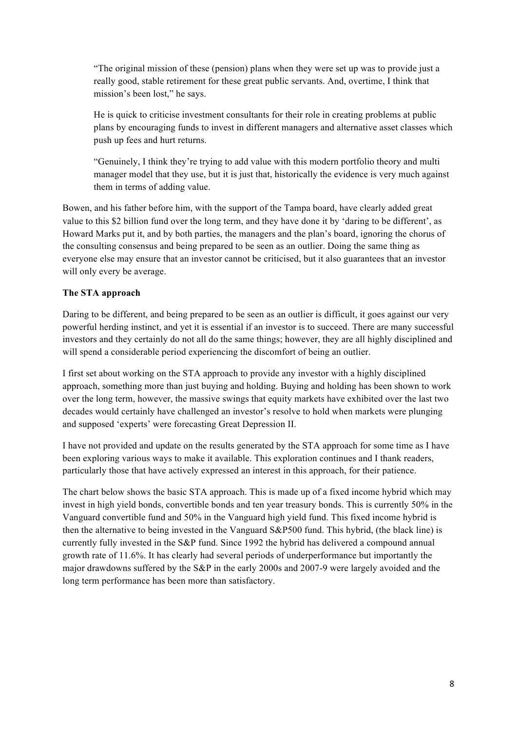> "The original mission of these (pension) plans when they were set up was to provide just a really good, stable retirement for these great public servants. And, overtime, I think that mission's been lost," he says.
>
> He is quick to criticise investment consultants for their role in creating problems at public plans by encouraging funds to invest in different managers and alternative asset classes which push up fees and hurt returns.
>
> "Genuinely, I think they're trying to add value with this modern portfolio theory and multi manager model that they use, but it is just that, historically the evidence is very much against them in terms of adding value.

Bowen, and his father before him, with the support of the Tampa board, have clearly added great value to this $2 billion fund over the long term, and they have done it by 'daring to be different', as Howard Marks put it, and by both parties, the managers and the plan's board, ignoring the chorus of the consulting consensus and being prepared to be seen as an outlier. Doing the same thing as everyone else may ensure that an investor cannot be criticised, but it also guarantees that an investor will only every be average.

**The STA approach**

Daring to be different, and being prepared to be seen as an outlier is difficult, it goes against our very powerful herding instinct, and yet it is essential if an investor is to succeed. There are many successful investors and they certainly do not all do the same things; however, they are all highly disciplined and will spend a considerable period experiencing the discomfort of being an outlier.

I first set about working on the STA approach to provide any investor with a highly disciplined approach, something more than just buying and holding. Buying and holding has been shown to work over the long term, however, the massive swings that equity markets have exhibited over the last two decades would certainly have challenged an investor's resolve to hold when markets were plunging and supposed 'experts' were forecasting Great Depression II.

I have not provided and update on the results generated by the STA approach for some time as I have been exploring various ways to make it available. This exploration continues and I thank readers, particularly those that have actively expressed an interest in this approach, for their patience.

The chart below shows the basic STA approach. This is made up of a fixed income hybrid which may invest in high yield bonds, convertible bonds and ten year treasury bonds. This is currently 50% in the Vanguard convertible fund and 50% in the Vanguard high yield fund. This fixed income hybrid is then the alternative to being invested in the Vanguard S&P500 fund. This hybrid, (the black line) is currently fully invested in the S&P fund. Since 1992 the hybrid has delivered a compound annual growth rate of 11.6%. It has clearly had several periods of underperformance but importantly the major drawdowns suffered by the S&P in the early 2000s and 2007-9 were largely avoided and the long term performance has been more than satisfactory.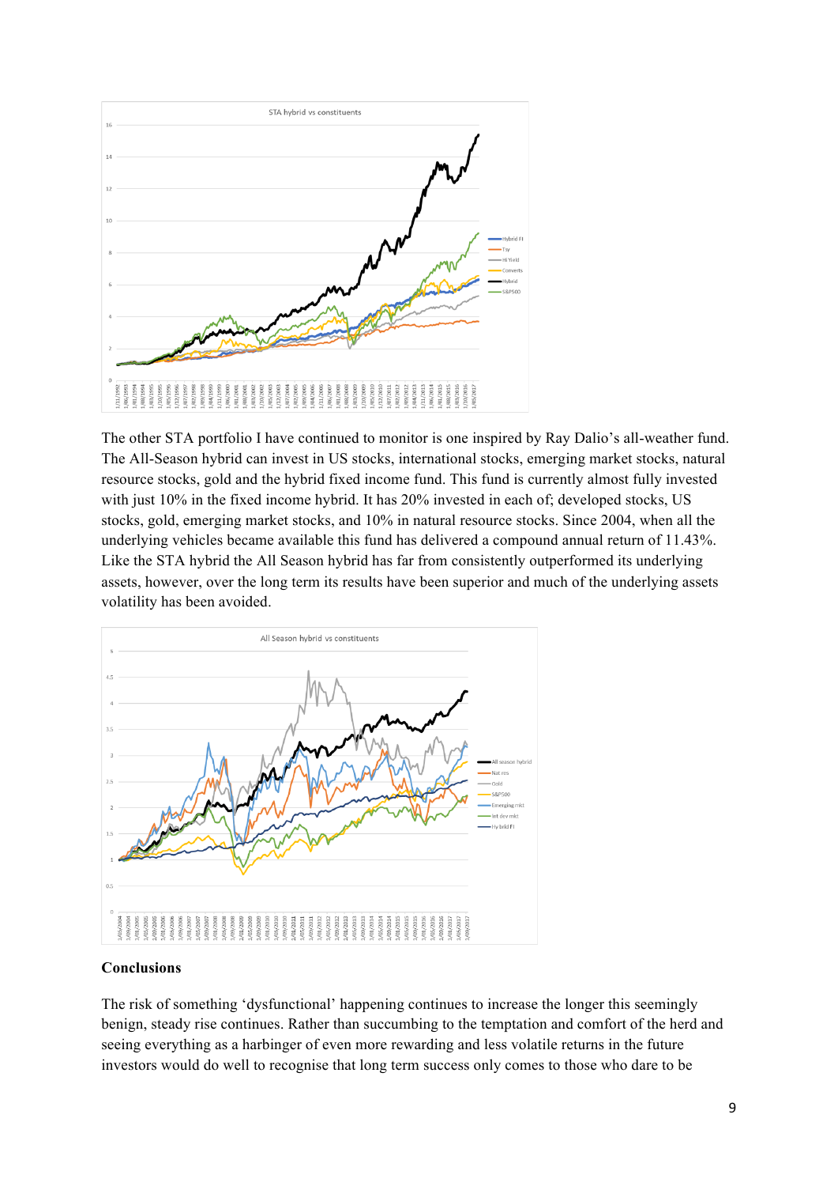The other STA portfolio I have continued to monitor is one inspired by Ray Dalio's all-weather fund. The All-Season hybrid can invest in US stocks, international stocks, emerging market stocks, natural resource stocks, gold and the hybrid fixed income fund. This fund is currently almost fully invested with just 10% in the fixed income hybrid. It has 20% invested in each of; developed stocks, US stocks, gold, emerging market stocks, and 10% in natural resource stocks. Since 2004, when all the underlying vehicles became available this fund has delivered a compound annual return of 11.43%. Like the STA hybrid the All Season hybrid has far from consistently outperformed its underlying assets, however, over the long term its results have been superior and much of the underlying assets volatility has been avoided.

## Conclusions

The risk of something 'dysfunctional' happening continues to increase the longer this seemingly benign, steady rise continues. Rather than succumbing to the temptation and comfort of the herd and seeing everything as a harbinger of even more rewarding and less volatile returns in the future investors would do well to recognise that long term success only comes to those who dare to be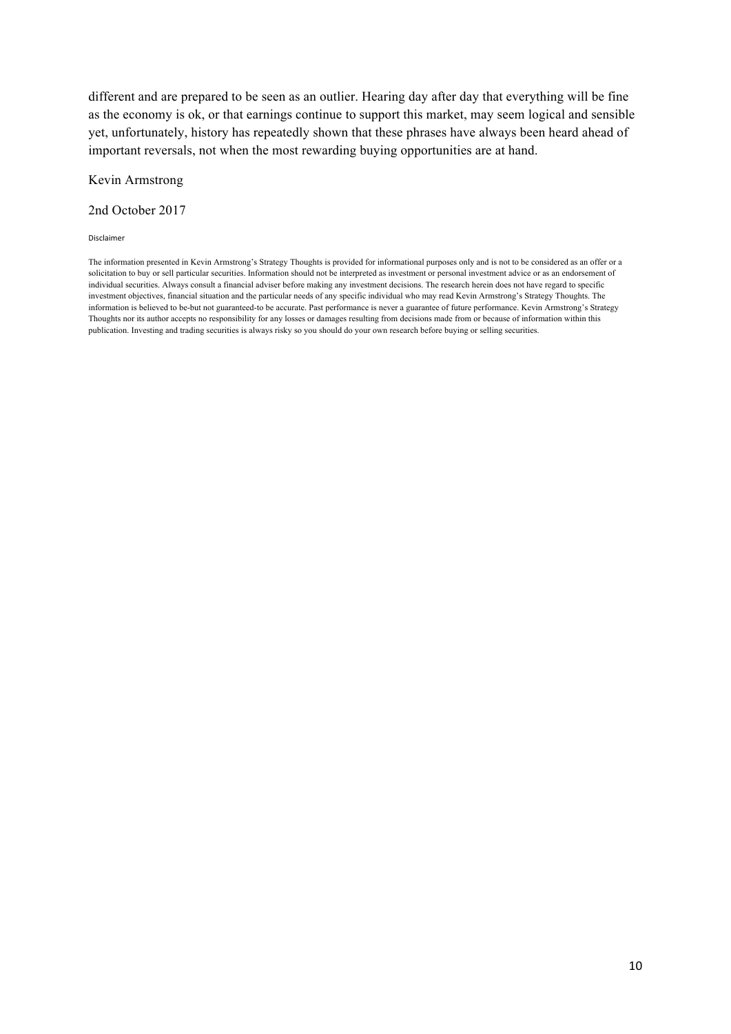different and are prepared to be seen as an outlier. Hearing day after day that everything will be fine as the economy is ok, or that earnings continue to support this market, may seem logical and sensible yet, unfortunately, history has repeatedly shown that these phrases have always been heard ahead of important reversals, not when the most rewarding buying opportunities are at hand.

Kevin Armstrong

2nd October 2017

Disclaimer

The information presented in Kevin Armstrong's Strategy Thoughts is provided for informational purposes only and is not to be considered as an offer or a solicitation to buy or sell particular securities. Information should not be interpreted as investment or personal investment advice or as an endorsement of individual securities. Always consult a financial adviser before making any investment decisions. The research herein does not have regard to specific investment objectives, financial situation and the particular needs of any specific individual who may read Kevin Armstrong's Strategy Thoughts. The information is believed to be-but not guaranteed-to be accurate. Past performance is never a guarantee of future performance. Kevin Armstrong's Strategy Thoughts nor its author accepts no responsibility for any losses or damages resulting from decisions made from or because of information within this publication. Investing and trading securities is always risky so you should do your own research before buying or selling securities.